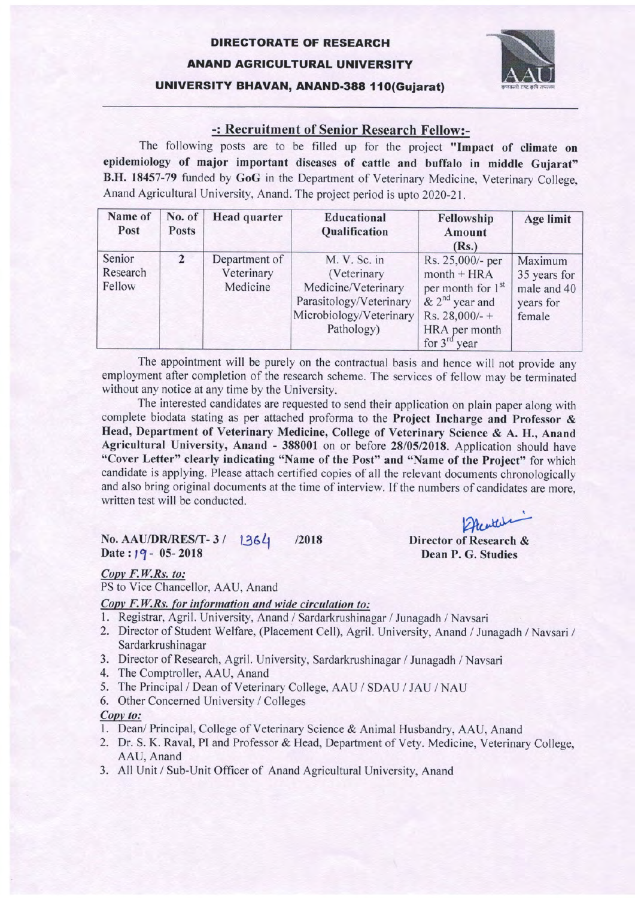# DIRECTORATE OF RESEARCH
## ANAND AGRICULTURAL UNIVERSITY
### UNIVERSITY BHAVAN, ANAND-388 110(Gujarat)

---

## -: Recruitment of Senior Research Fellow:-

The following posts are to be filled up for the project **"Impact of climate on epidemiology of major important diseases of cattle and buffalo in middle Gujarat" B.H. 18457-79** funded by **GoG** in the Department of Veterinary Medicine, Veterinary College, Anand Agricultural University, Anand. The project period is upto 2020-21.

| Name of Post | No. of Posts | Head quarter | Educational Qualification | Fellowship Amount (Rs.) | Age limit |
|---|---|---|---|---|---|
| Senior Research Fellow | 2 | Department of Veterinary Medicine | M. V. Sc. in (Veterinary Medicine/Veterinary Parasitology/Veterinary Microbiology/Veterinary Pathology) | Rs. 25,000/- per month + HRA per month for 1st & 2nd year and Rs. 28,000/- + HRA per month for 3rd year | Maximum 35 years for male and 40 years for female |

The appointment will be purely on the contractual basis and hence will not provide any employment after completion of the research scheme. The services of fellow may be terminated without any notice at any time by the University.

The interested candidates are requested to send their application on plain paper along with complete biodata stating as per attached proforma to the **Project Incharge and Professor & Head, Department of Veterinary Medicine, College of Veterinary Science & A. H., Anand Agricultural University, Anand - 388001** on or before **28/05/2018.** Application should have **"Cover Letter" clearly indicating "Name of the Post" and "Name of the Project"** for which candidate is applying. Please attach certified copies of all the relevant documents chronologically and also bring original documents at the time of interview. If the numbers of candidates are more, written test will be conducted.

**No. AAU/DR/RES/T- 3 / 1364 /2018**
**Date : 19 - 05- 2018**

**Director of Research &**
**Dean P. G. Studies**

***Copy F.W.Rs. to:***

PS to Vice Chancellor, AAU, Anand

***Copy F.W.Rs. for information and wide circulation to:***

1. Registrar, Agril. University, Anand / Sardarkrushinagar / Junagadh / Navsari
2. Director of Student Welfare, (Placement Cell), Agril. University, Anand / Junagadh / Navsari / Sardarkrushinagar
3. Director of Research, Agril. University, Sardarkrushinagar / Junagadh / Navsari
4. The Comptroller, AAU, Anand
5. The Principal / Dean of Veterinary College, AAU / SDAU / JAU / NAU
6. Other Concerned University / Colleges

***Copy to:***

1. Dean/ Principal, College of Veterinary Science & Animal Husbandry, AAU, Anand
2. Dr. S. K. Raval, PI and Professor & Head, Department of Vety. Medicine, Veterinary College, AAU, Anand
3. All Unit / Sub-Unit Officer of Anand Agricultural University, Anand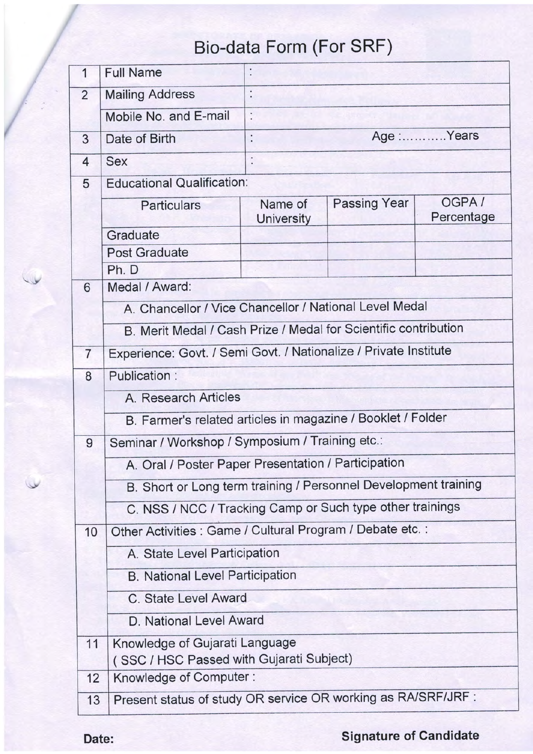# Bio-data Form (For SRF)

| | | |
|---|---|---|
| 1 | Full Name | : |
| 2 | Mailing Address | : |
| | Mobile No. and E-mail | : |
| 3 | Date of Birth | : Age :………..Years |
| 4 | Sex | : |
| 5 | Educational Qualification: | |

| Particulars | Name of University | Passing Year | OGPA / Percentage |
|---|---|---|---|
| Graduate | | | |
| Post Graduate | | | |
| Ph. D | | | |

| | |
|---|---|
| 6 | Medal / Award: |
| | A. Chancellor / Vice Chancellor / National Level Medal |
| | B. Merit Medal / Cash Prize / Medal for Scientific contribution |
| 7 | Experience: Govt. / Semi Govt. / Nationalize / Private Institute |
| 8 | Publication : |
| | A. Research Articles |
| | B. Farmer's related articles in magazine / Booklet / Folder |
| 9 | Seminar / Workshop / Symposium / Training etc.: |
| | A. Oral / Poster Paper Presentation / Participation |
| | B. Short or Long term training / Personnel Development training |
| | C. NSS / NCC / Tracking Camp or Such type other trainings |
| 10 | Other Activities : Game / Cultural Program / Debate etc. : |
| | A. State Level Participation |
| | B. National Level Participation |
| | C. State Level Award |
| | D. National Level Award |
| 11 | Knowledge of Gujarati Language ( SSC / HSC Passed with Gujarati Subject) |
| 12 | Knowledge of Computer : |
| 13 | Present status of study OR service OR working as RA/SRF/JRF : |

**Date:**

**Signature of Candidate**